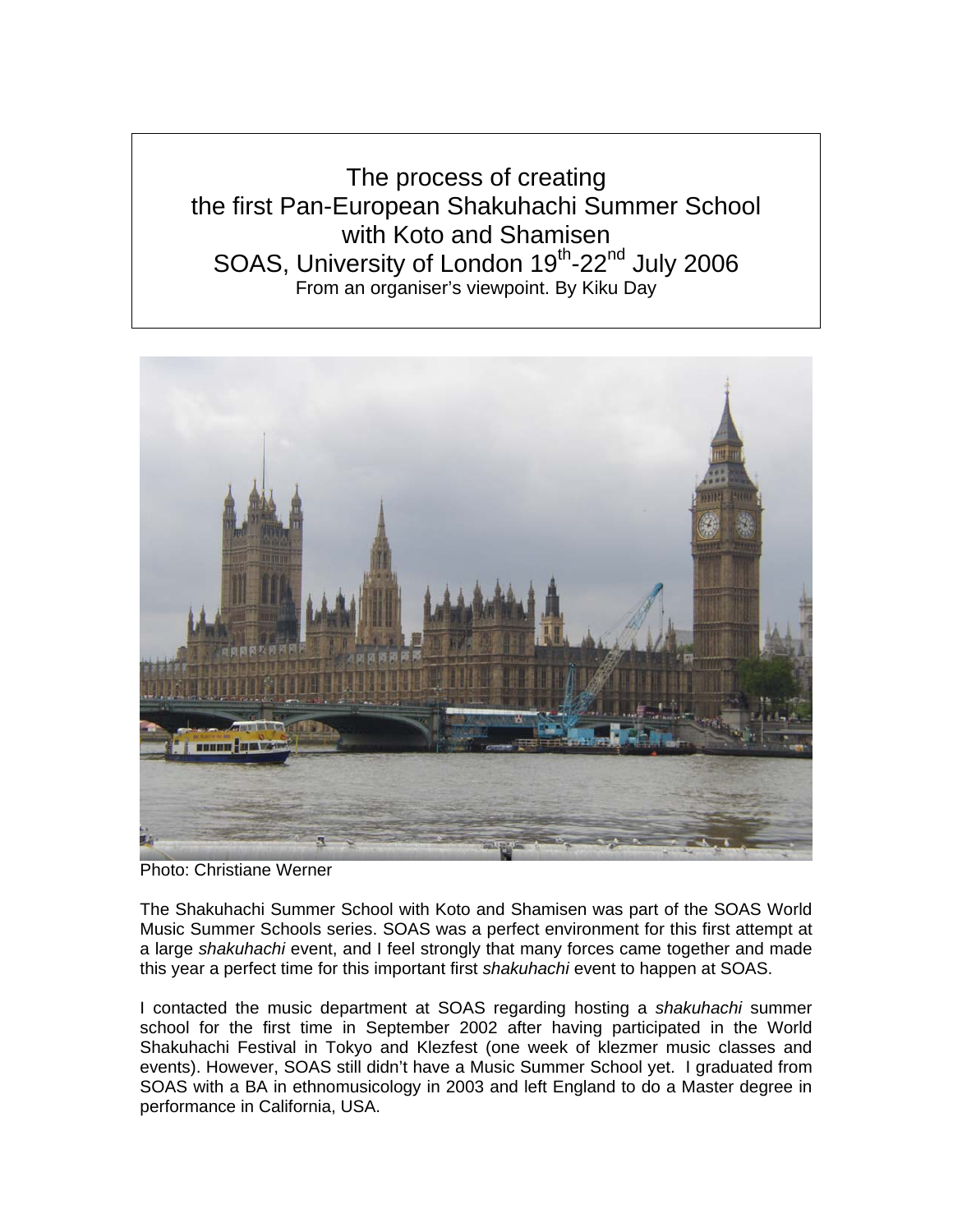# The process of creating the first Pan-European Shakuhachi Summer School with Koto and Shamisen

## SOAS, University of London 19th-22nd July 2006

From an organiser's viewpoint. By Kiku Day

Photo: Christiane Werner

The Shakuhachi Summer School with Koto and Shamisen was part of the SOAS World Music Summer Schools series. SOAS was a perfect environment for this first attempt at a large *shakuhachi* event, and I feel strongly that many forces came together and made this year a perfect time for this important first *shakuhachi* event to happen at SOAS.

I contacted the music department at SOAS regarding hosting a *shakuhachi* summer school for the first time in September 2002 after having participated in the World Shakuhachi Festival in Tokyo and Klezfest (one week of klezmer music classes and events). However, SOAS still didn't have a Music Summer School yet. I graduated from SOAS with a BA in ethnomusicology in 2003 and left England to do a Master degree in performance in California, USA.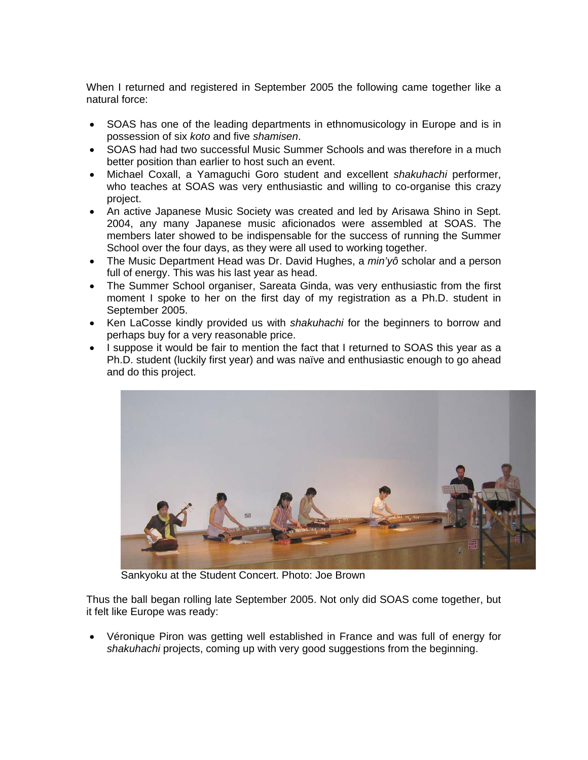When I returned and registered in September 2005 the following came together like a natural force:

- SOAS has one of the leading departments in ethnomusicology in Europe and is in possession of six *koto* and five *shamisen*.
- SOAS had had two successful Music Summer Schools and was therefore in a much better position than earlier to host such an event.
- Michael Coxall, a Yamaguchi Goro student and excellent *shakuhachi* performer, who teaches at SOAS was very enthusiastic and willing to co-organise this crazy project.
- An active Japanese Music Society was created and led by Arisawa Shino in Sept. 2004, any many Japanese music aficionados were assembled at SOAS. The members later showed to be indispensable for the success of running the Summer School over the four days, as they were all used to working together.
- The Music Department Head was Dr. David Hughes, a *min'yô* scholar and a person full of energy. This was his last year as head.
- The Summer School organiser, Sareata Ginda, was very enthusiastic from the first moment I spoke to her on the first day of my registration as a Ph.D. student in September 2005.
- Ken LaCosse kindly provided us with *shakuhachi* for the beginners to borrow and perhaps buy for a very reasonable price.
- I suppose it would be fair to mention the fact that I returned to SOAS this year as a Ph.D. student (luckily first year) and was naïve and enthusiastic enough to go ahead and do this project.

Sankyoku at the Student Concert. Photo: Joe Brown

Thus the ball began rolling late September 2005. Not only did SOAS come together, but it felt like Europe was ready:

- Véronique Piron was getting well established in France and was full of energy for *shakuhachi* projects, coming up with very good suggestions from the beginning.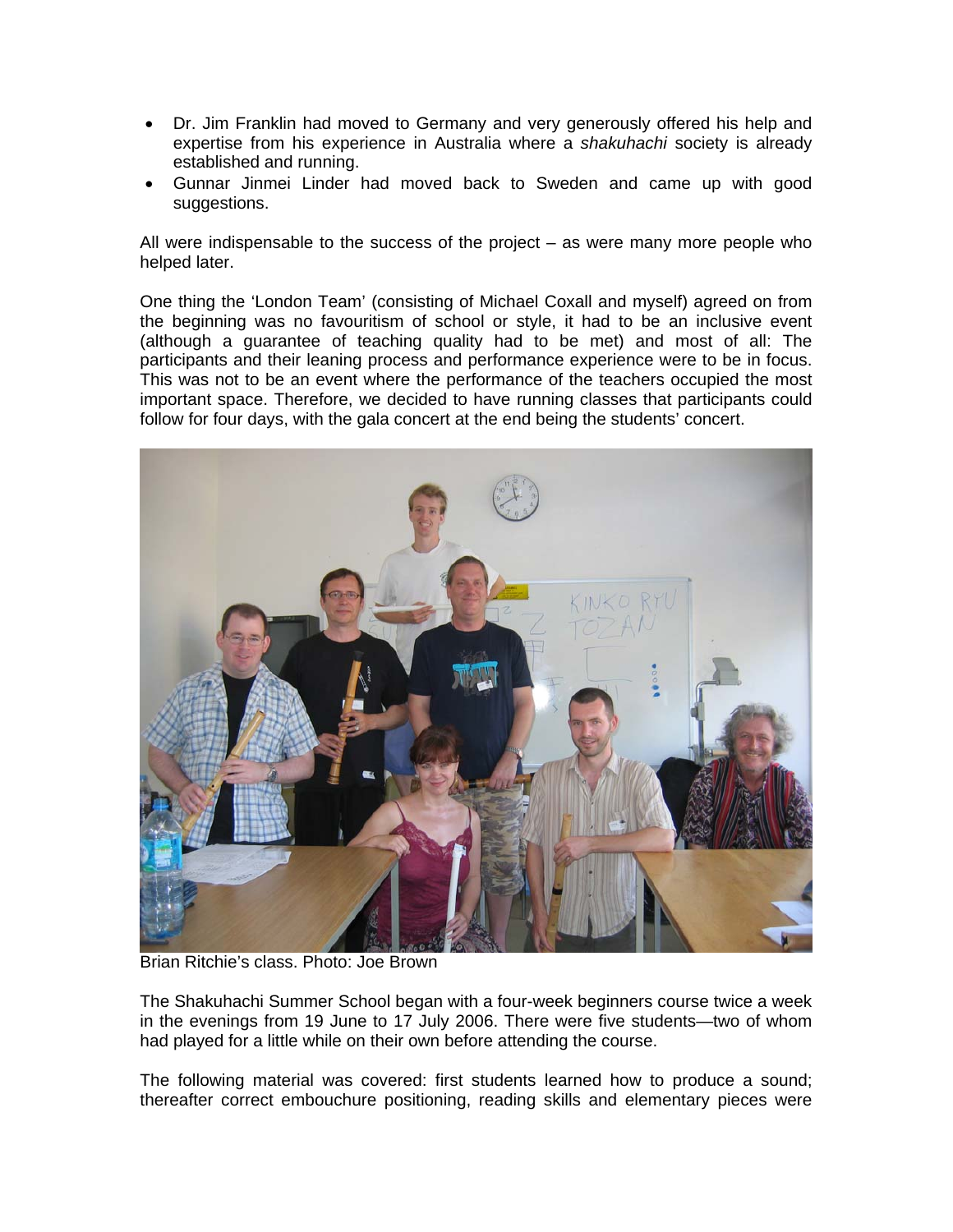- Dr. Jim Franklin had moved to Germany and very generously offered his help and expertise from his experience in Australia where a *shakuhachi* society is already established and running.
- Gunnar Jinmei Linder had moved back to Sweden and came up with good suggestions.

All were indispensable to the success of the project – as were many more people who helped later.

One thing the 'London Team' (consisting of Michael Coxall and myself) agreed on from the beginning was no favouritism of school or style, it had to be an inclusive event (although a guarantee of teaching quality had to be met) and most of all: The participants and their leaning process and performance experience were to be in focus. This was not to be an event where the performance of the teachers occupied the most important space. Therefore, we decided to have running classes that participants could follow for four days, with the gala concert at the end being the students' concert.

Brian Ritchie's class. Photo: Joe Brown

The Shakuhachi Summer School began with a four-week beginners course twice a week in the evenings from 19 June to 17 July 2006. There were five students—two of whom had played for a little while on their own before attending the course.

The following material was covered: first students learned how to produce a sound; thereafter correct embouchure positioning, reading skills and elementary pieces were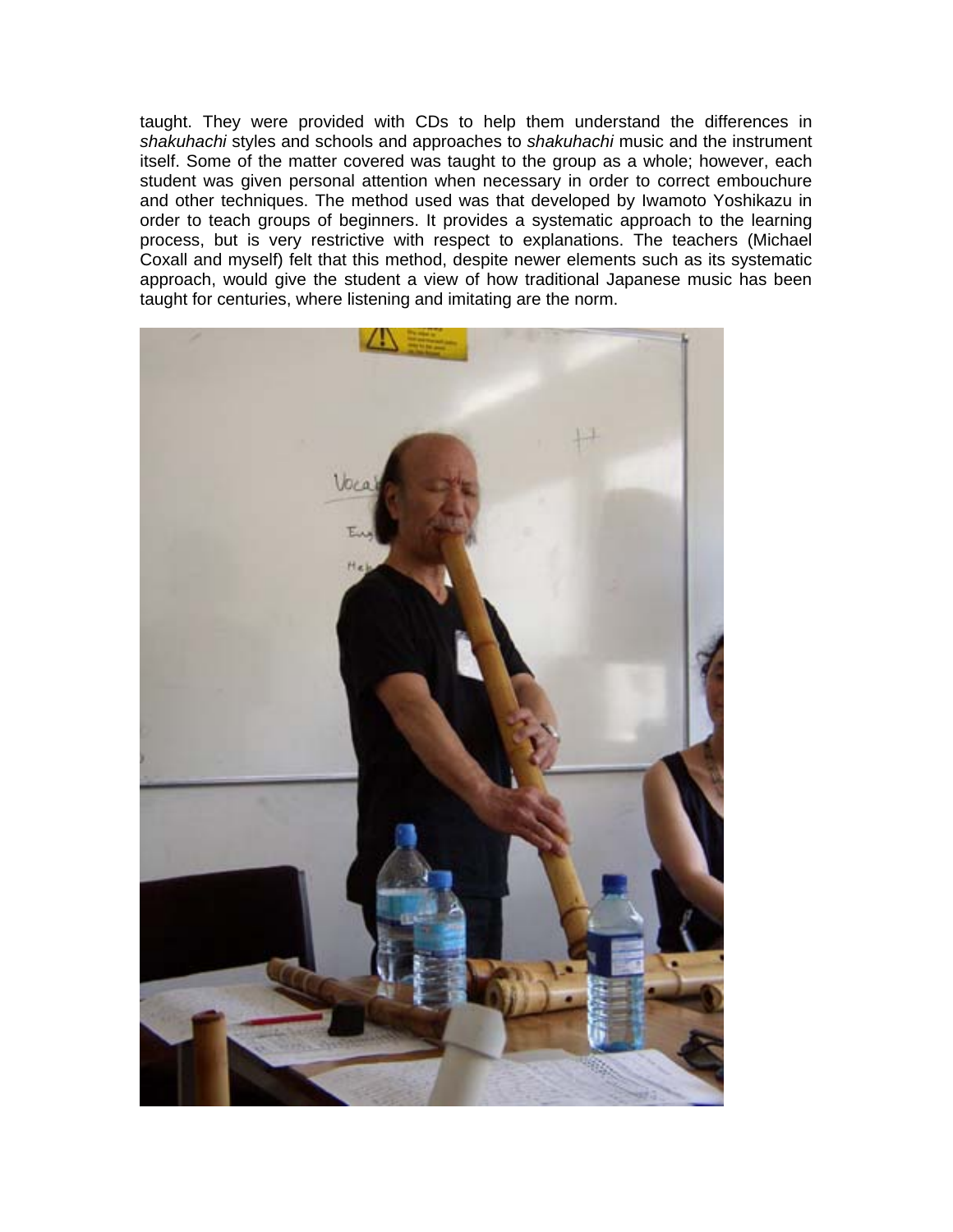taught. They were provided with CDs to help them understand the differences in *shakuhachi* styles and schools and approaches to *shakuhachi* music and the instrument itself. Some of the matter covered was taught to the group as a whole; however, each student was given personal attention when necessary in order to correct embouchure and other techniques. The method used was that developed by Iwamoto Yoshikazu in order to teach groups of beginners. It provides a systematic approach to the learning process, but is very restrictive with respect to explanations. The teachers (Michael Coxall and myself) felt that this method, despite newer elements such as its systematic approach, would give the student a view of how traditional Japanese music has been taught for centuries, where listening and imitating are the norm.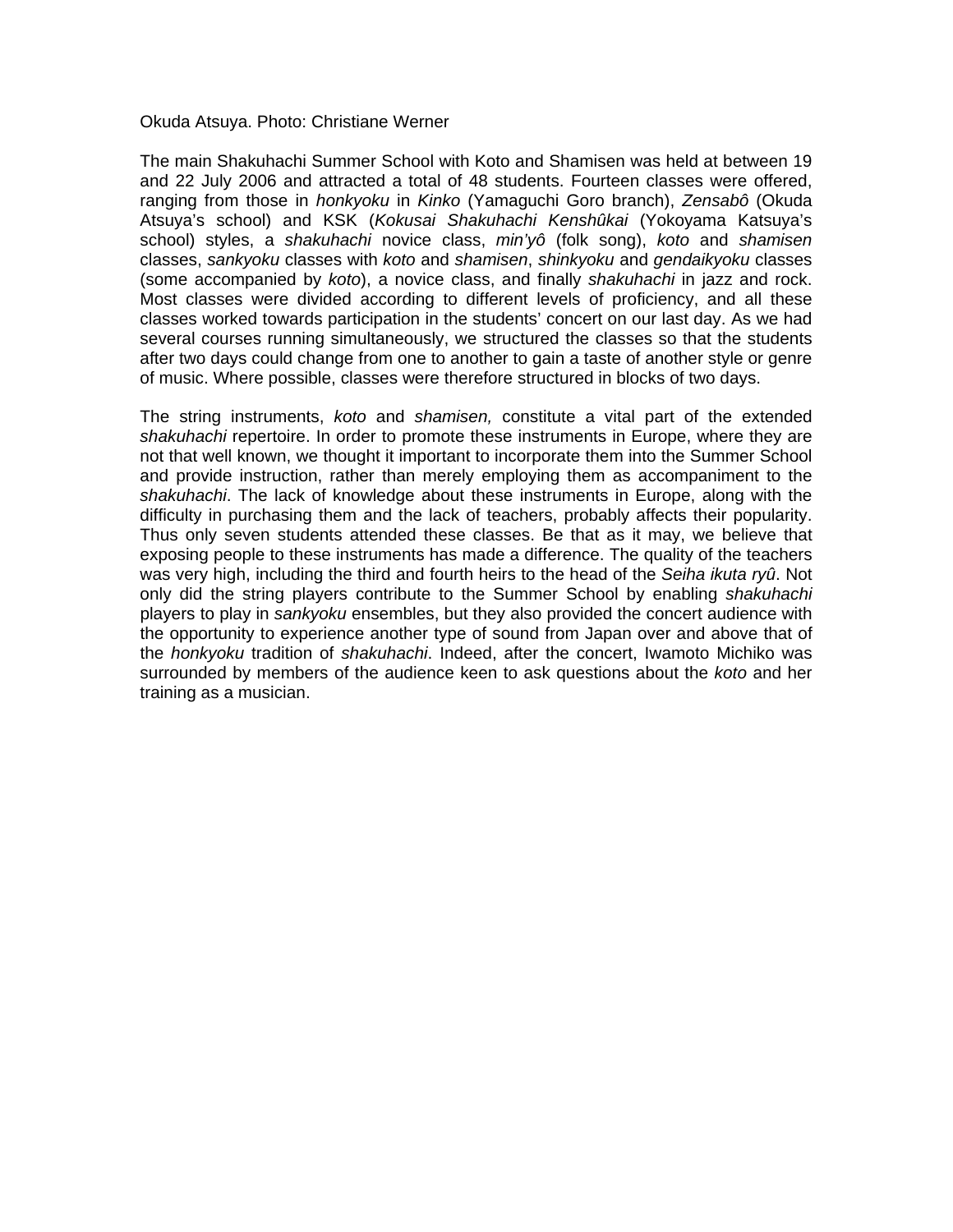Okuda Atsuya. Photo: Christiane Werner

The main Shakuhachi Summer School with Koto and Shamisen was held at between 19 and 22 July 2006 and attracted a total of 48 students. Fourteen classes were offered, ranging from those in *honkyoku* in *Kinko* (Yamaguchi Goro branch), *Zensabô* (Okuda Atsuya's school) and KSK (*Kokusai Shakuhachi Kenshûkai* (Yokoyama Katsuya's school) styles, a *shakuhachi* novice class, *min'yô* (folk song), *koto* and *shamisen* classes, *sankyoku* classes with *koto* and *shamisen*, *shinkyoku* and *gendaikyoku* classes (some accompanied by *koto*), a novice class, and finally *shakuhachi* in jazz and rock. Most classes were divided according to different levels of proficiency, and all these classes worked towards participation in the students' concert on our last day. As we had several courses running simultaneously, we structured the classes so that the students after two days could change from one to another to gain a taste of another style or genre of music. Where possible, classes were therefore structured in blocks of two days.

The string instruments, *koto* and *shamisen,* constitute a vital part of the extended *shakuhachi* repertoire. In order to promote these instruments in Europe, where they are not that well known, we thought it important to incorporate them into the Summer School and provide instruction, rather than merely employing them as accompaniment to the *shakuhachi*. The lack of knowledge about these instruments in Europe, along with the difficulty in purchasing them and the lack of teachers, probably affects their popularity. Thus only seven students attended these classes. Be that as it may, we believe that exposing people to these instruments has made a difference. The quality of the teachers was very high, including the third and fourth heirs to the head of the *Seiha ikuta ryû*. Not only did the string players contribute to the Summer School by enabling *shakuhachi* players to play in *sankyoku* ensembles, but they also provided the concert audience with the opportunity to experience another type of sound from Japan over and above that of the *honkyoku* tradition of *shakuhachi*. Indeed, after the concert, Iwamoto Michiko was surrounded by members of the audience keen to ask questions about the *koto* and her training as a musician.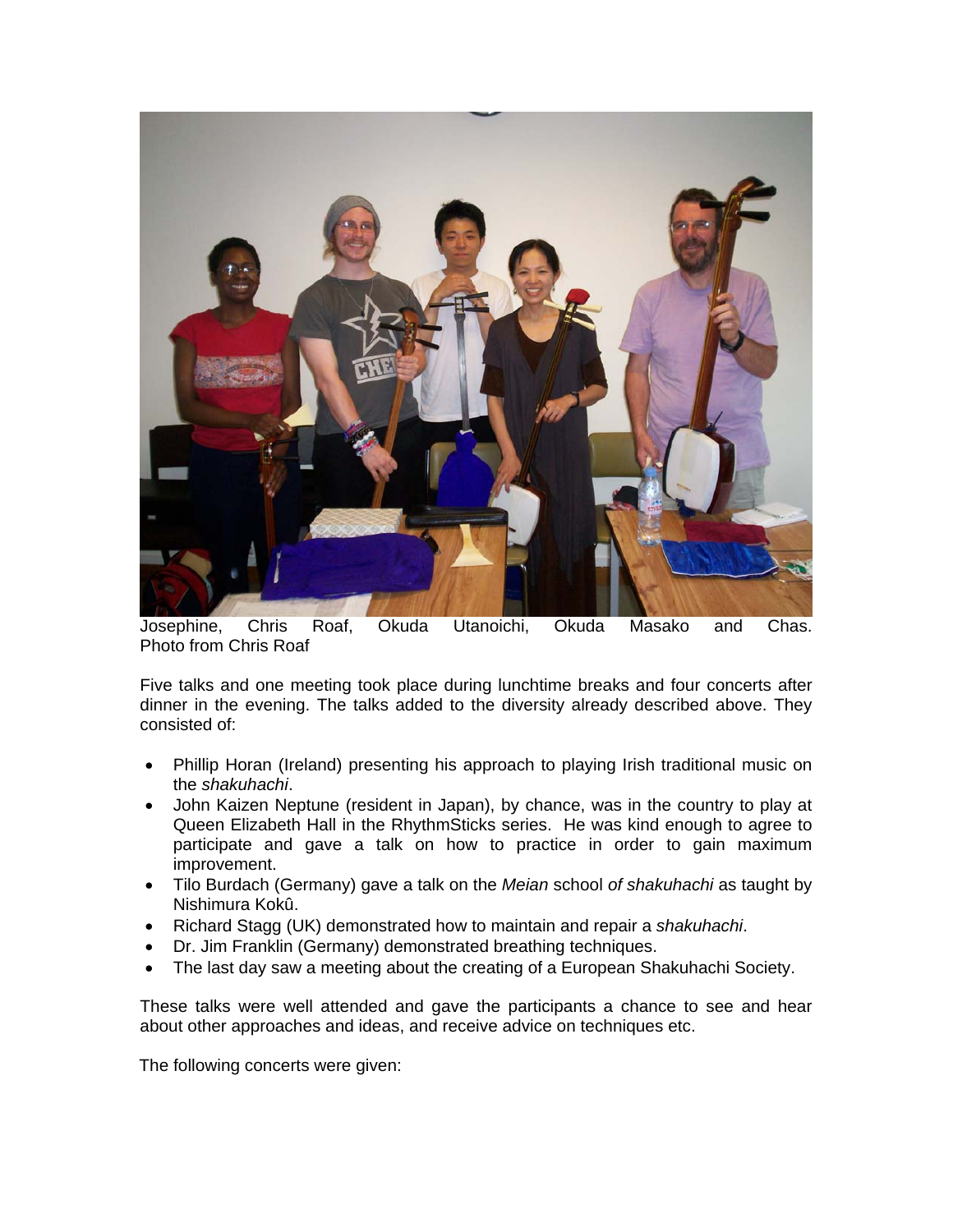Josephine, Chris Roaf, Okuda Utanoichi, Okuda Masako and Chas. Photo from Chris Roaf

Five talks and one meeting took place during lunchtime breaks and four concerts after dinner in the evening. The talks added to the diversity already described above. They consisted of:

- Phillip Horan (Ireland) presenting his approach to playing Irish traditional music on the *shakuhachi*.
- John Kaizen Neptune (resident in Japan), by chance, was in the country to play at Queen Elizabeth Hall in the RhythmSticks series. He was kind enough to agree to participate and gave a talk on how to practice in order to gain maximum improvement.
- Tilo Burdach (Germany) gave a talk on the *Meian* school *of shakuhachi* as taught by Nishimura Kokû.
- Richard Stagg (UK) demonstrated how to maintain and repair a *shakuhachi*.
- Dr. Jim Franklin (Germany) demonstrated breathing techniques.
- The last day saw a meeting about the creating of a European Shakuhachi Society.

These talks were well attended and gave the participants a chance to see and hear about other approaches and ideas, and receive advice on techniques etc.

The following concerts were given: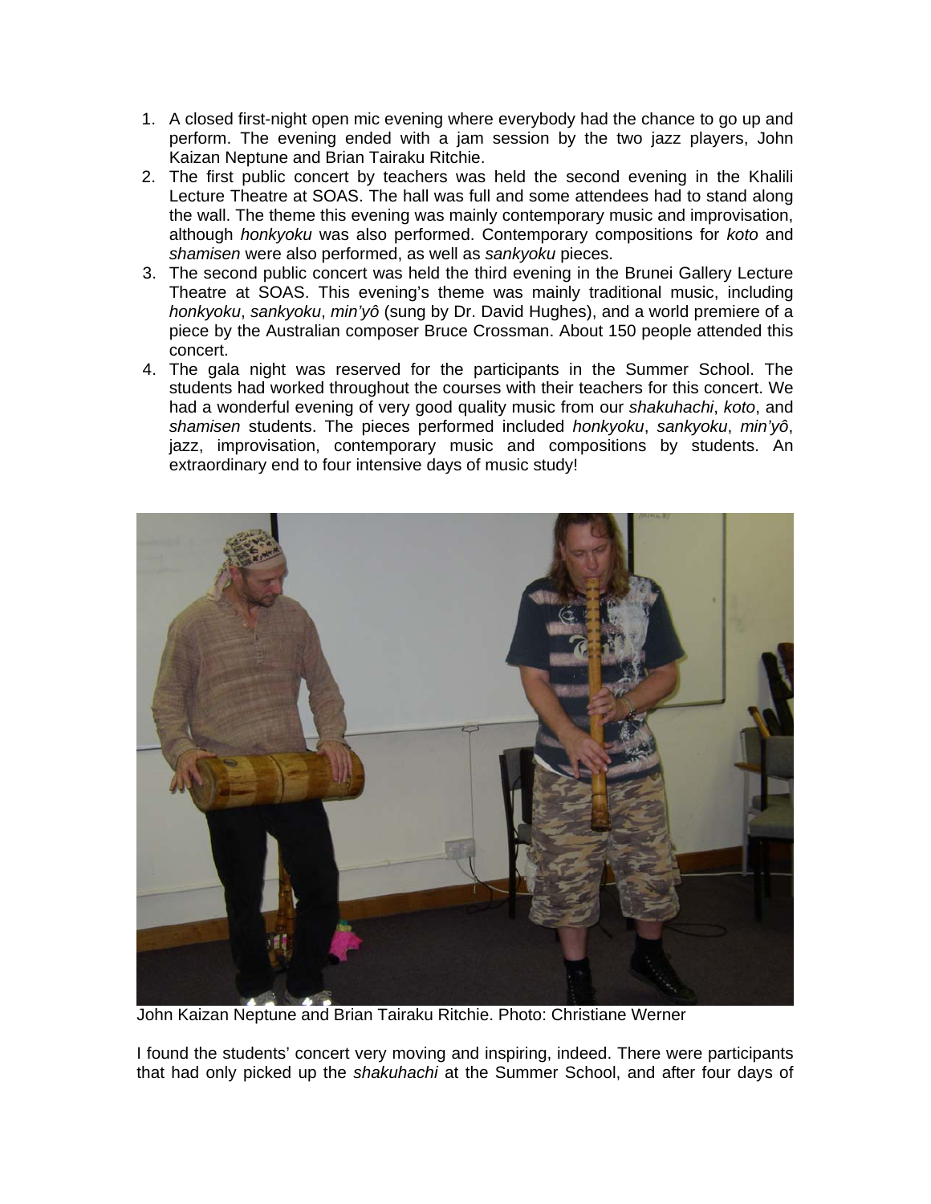1. A closed first-night open mic evening where everybody had the chance to go up and perform. The evening ended with a jam session by the two jazz players, John Kaizan Neptune and Brian Tairaku Ritchie.
2. The first public concert by teachers was held the second evening in the Khalili Lecture Theatre at SOAS. The hall was full and some attendees had to stand along the wall. The theme this evening was mainly contemporary music and improvisation, although *honkyoku* was also performed. Contemporary compositions for *koto* and *shamisen* were also performed, as well as *sankyoku* pieces.
3. The second public concert was held the third evening in the Brunei Gallery Lecture Theatre at SOAS. This evening's theme was mainly traditional music, including *honkyoku*, *sankyoku*, *min'yô* (sung by Dr. David Hughes), and a world premiere of a piece by the Australian composer Bruce Crossman. About 150 people attended this concert.
4. The gala night was reserved for the participants in the Summer School. The students had worked throughout the courses with their teachers for this concert. We had a wonderful evening of very good quality music from our *shakuhachi*, *koto*, and *shamisen* students. The pieces performed included *honkyoku*, *sankyoku*, *min'yô*, jazz, improvisation, contemporary music and compositions by students. An extraordinary end to four intensive days of music study!

John Kaizan Neptune and Brian Tairaku Ritchie. Photo: Christiane Werner

I found the students' concert very moving and inspiring, indeed. There were participants that had only picked up the *shakuhachi* at the Summer School, and after four days of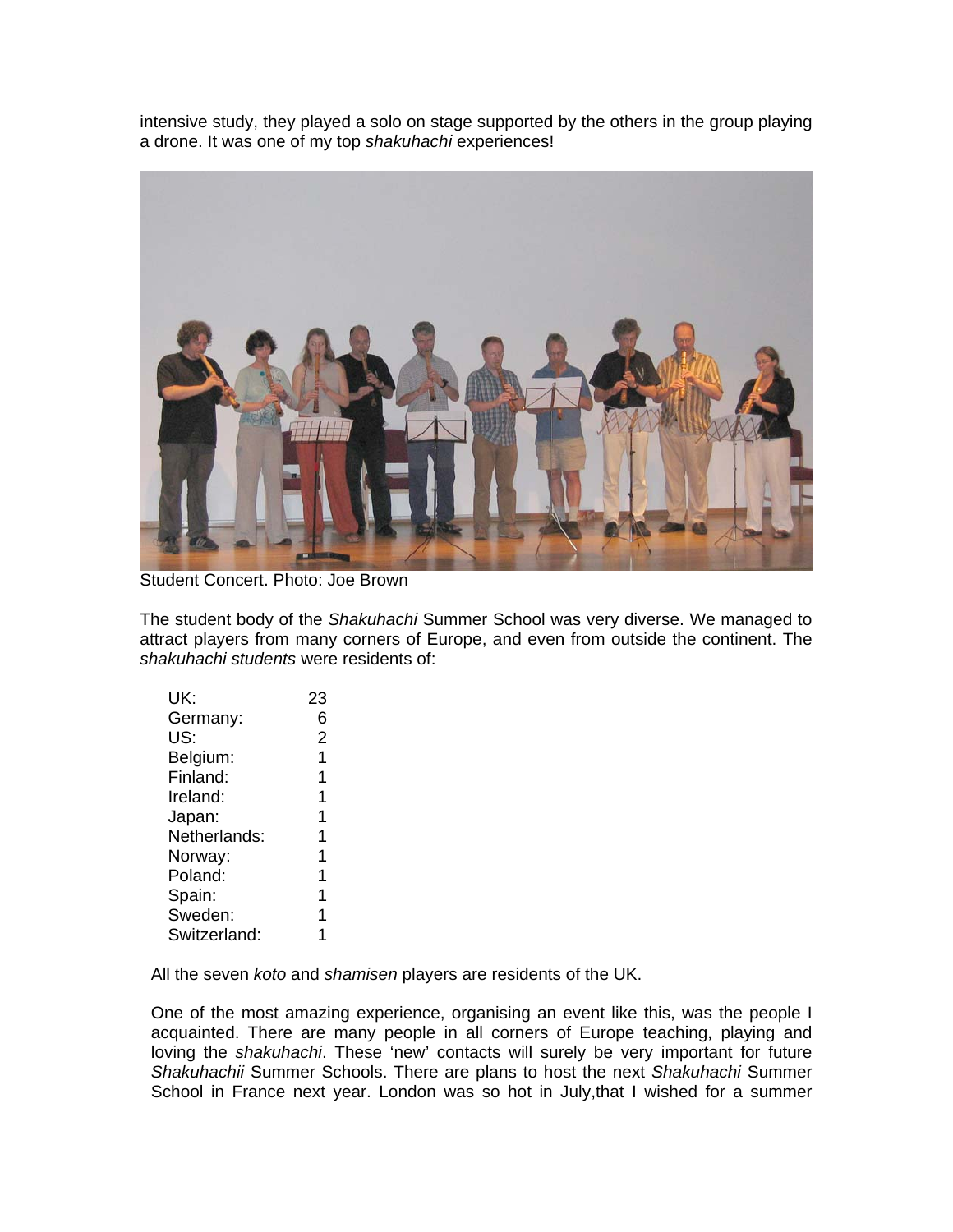intensive study, they played a solo on stage supported by the others in the group playing a drone. It was one of my top *shakuhachi* experiences!

Student Concert. Photo: Joe Brown

The student body of the *Shakuhachi* Summer School was very diverse. We managed to attract players from many corners of Europe, and even from outside the continent. The *shakuhachi students* were residents of:

| | |
|---|---|
| UK: | 23 |
| Germany: | 6 |
| US: | 2 |
| Belgium: | 1 |
| Finland: | 1 |
| Ireland: | 1 |
| Japan: | 1 |
| Netherlands: | 1 |
| Norway: | 1 |
| Poland: | 1 |
| Spain: | 1 |
| Sweden: | 1 |
| Switzerland: | 1 |

All the seven *koto* and *shamisen* players are residents of the UK.

One of the most amazing experience, organising an event like this, was the people I acquainted. There are many people in all corners of Europe teaching, playing and loving the *shakuhachi*. These 'new' contacts will surely be very important for future *Shakuhachii* Summer Schools. There are plans to host the next *Shakuhachi* Summer School in France next year. London was so hot in July,that I wished for a summer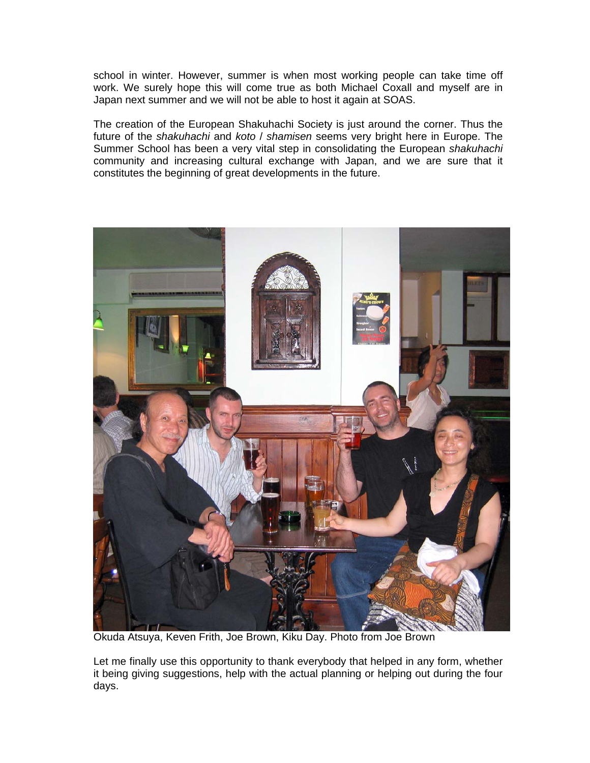school in winter. However, summer is when most working people can take time off work. We surely hope this will come true as both Michael Coxall and myself are in Japan next summer and we will not be able to host it again at SOAS.

The creation of the European Shakuhachi Society is just around the corner. Thus the future of the *shakuhachi* and *koto* / *shamisen* seems very bright here in Europe. The Summer School has been a very vital step in consolidating the European *shakuhachi* community and increasing cultural exchange with Japan, and we are sure that it constitutes the beginning of great developments in the future.

Okuda Atsuya, Keven Frith, Joe Brown, Kiku Day. Photo from Joe Brown

Let me finally use this opportunity to thank everybody that helped in any form, whether it being giving suggestions, help with the actual planning or helping out during the four days.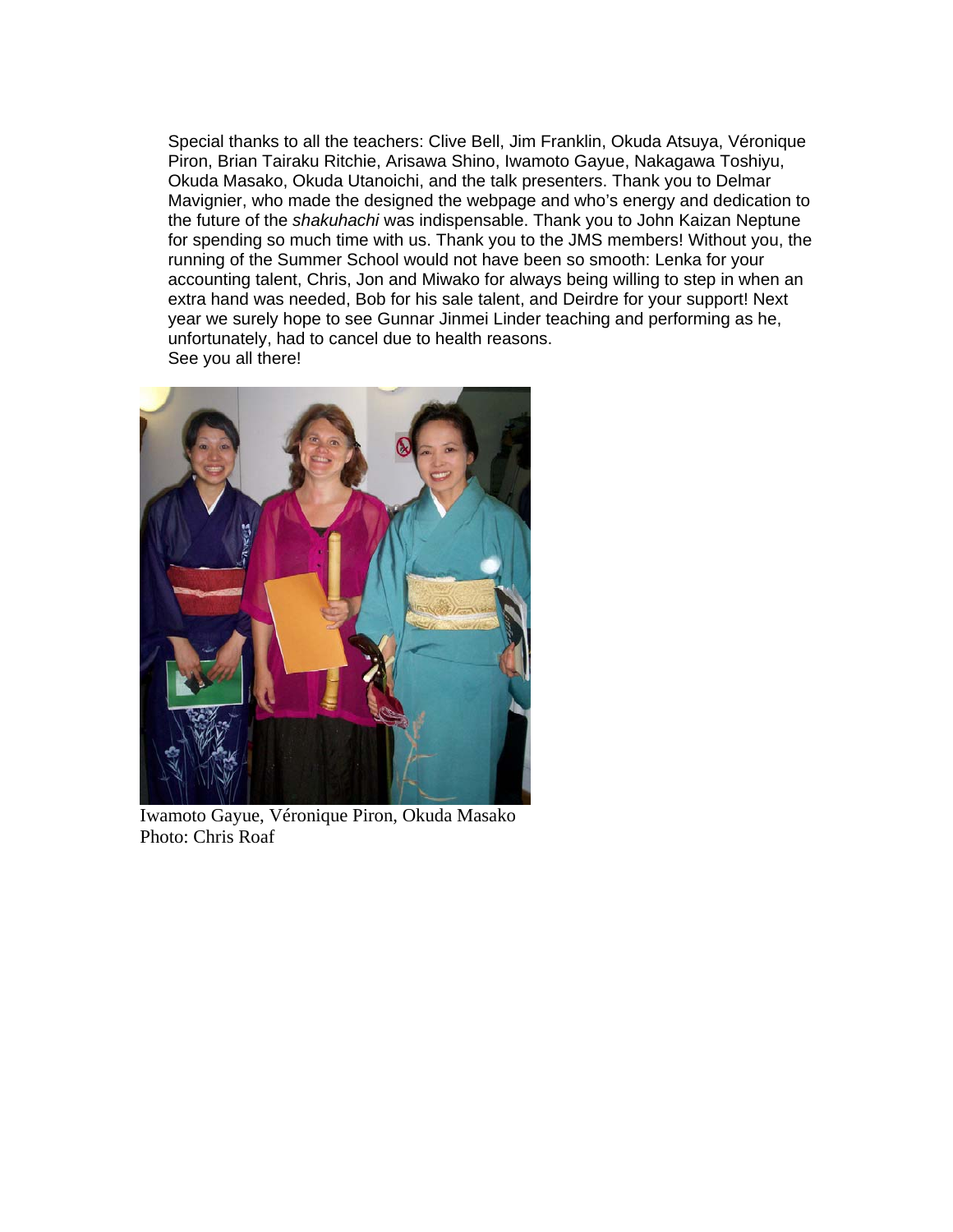Special thanks to all the teachers: Clive Bell, Jim Franklin, Okuda Atsuya, Véronique Piron, Brian Tairaku Ritchie, Arisawa Shino, Iwamoto Gayue, Nakagawa Toshiyu, Okuda Masako, Okuda Utanoichi, and the talk presenters. Thank you to Delmar Mavignier, who made the designed the webpage and who's energy and dedication to the future of the *shakuhachi* was indispensable. Thank you to John Kaizan Neptune for spending so much time with us. Thank you to the JMS members! Without you, the running of the Summer School would not have been so smooth: Lenka for your accounting talent, Chris, Jon and Miwako for always being willing to step in when an extra hand was needed, Bob for his sale talent, and Deirdre for your support! Next year we surely hope to see Gunnar Jinmei Linder teaching and performing as he, unfortunately, had to cancel due to health reasons.
See you all there!

Iwamoto Gayue, Véronique Piron, Okuda Masako
Photo: Chris Roaf